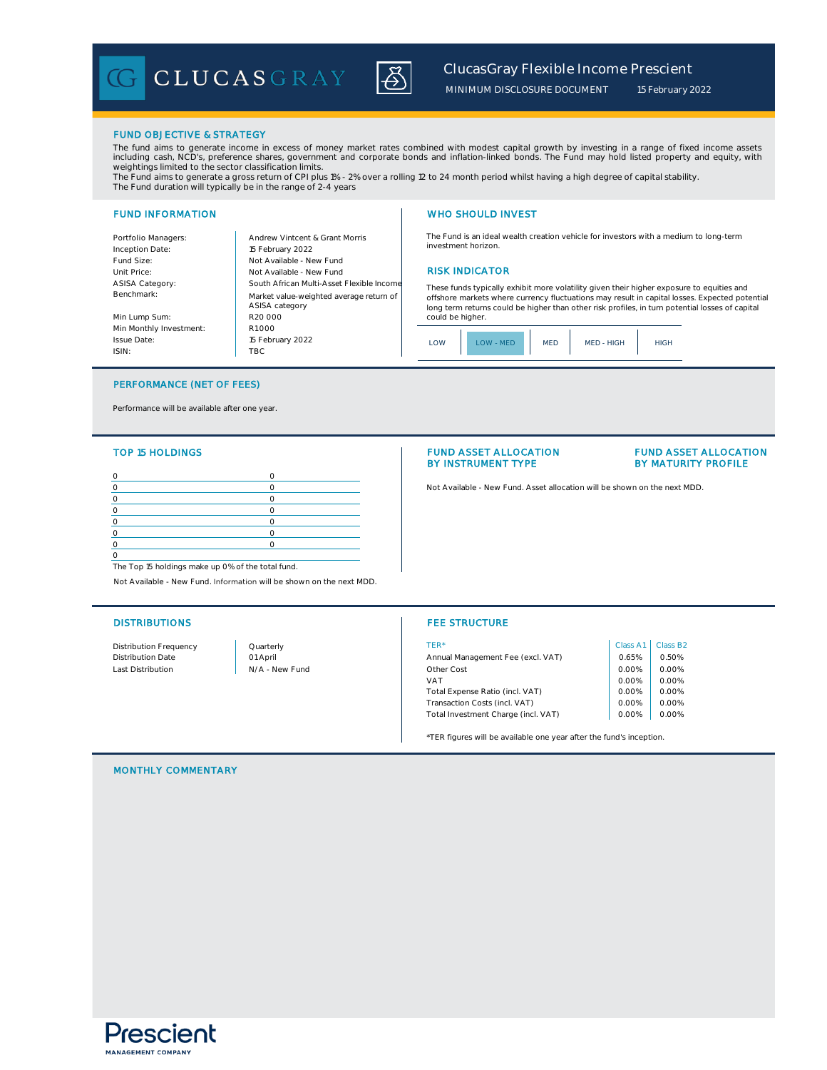CLUCASGRAY

# ClucasGray Flexible Income Prescient

MINIMUM DISCLOSURE DOCUMENT 15 February 2022

## FUND OBJECTIVE & STRATEGY

The fund aims to generate income in excess of money market rates combined with modest capital growth by investing in a range of fixed income assets including cash, NCD's, preference shares, government and corporate bonds and inflation-linked bonds. The Fund may hold listed property and equity, with weightings limited to the sector classification limits.
The Fund aims to generate a gross return of CPI plus 1% - 2% over a rolling 12 to 24 month period whilst having a high degree of capital stability.
The Fund duration will typically be in the range of 2-4 years

## FUND INFORMATION

| | |
|---|---|
| Portfolio Managers: | Andrew Vintcent & Grant Morris |
| Inception Date: | 15 February 2022 |
| Fund Size: | Not Available - New Fund |
| Unit Price: | Not Available - New Fund |
| ASISA Category: | South African Multi-Asset Flexible Income |
| Benchmark: | Market value-weighted average return of ASISA category |
| Min Lump Sum: | R20 000 |
| Min Monthly Investment: | R1 000 |
| Issue Date: | 15 February 2022 |
| ISIN: | TBC |

## WHO SHOULD INVEST

The Fund is an ideal wealth creation vehicle for investors with a medium to long-term investment horizon.

## RISK INDICATOR

These funds typically exhibit more volatility given their higher exposure to equities and offshore markets where currency fluctuations may result in capital losses. Expected potential long term returns could be higher than other risk profiles, in turn potential losses of capital could be higher.

| LOW | LOW - MED | MED | MED - HIGH | HIGH |
|---|---|---|---|---|

## PERFORMANCE (NET OF FEES)

Performance will be available after one year.

## TOP 15 HOLDINGS

| | |
|---|---|
| 0 | 0 |
| 0 | 0 |
| 0 | 0 |
| 0 | 0 |
| 0 | 0 |
| 0 | 0 |
| 0 | 0 |
| 0 | |

The Top 15 holdings make up 0% of the total fund.

Not Available - New Fund. Information will be shown on the next MDD.

## FUND ASSET ALLOCATION BY INSTRUMENT TYPE

## FUND ASSET ALLOCATION BY MATURITY PROFILE

Not Available - New Fund. Asset allocation will be shown on the next MDD.

## DISTRIBUTIONS

| | |
|---|---|
| Distribution Frequency | Quarterly |
| Distribution Date | 01 April |
| Last Distribution | N/A - New Fund |

## FEE STRUCTURE

| TER* | Class A1 | Class B2 |
|---|---|---|
| Annual Management Fee (excl. VAT) | 0.65% | 0.50% |
| Other Cost | 0.00% | 0.00% |
| VAT | 0.00% | 0.00% |
| Total Expense Ratio (incl. VAT) | 0.00% | 0.00% |
| Transaction Costs (incl. VAT) | 0.00% | 0.00% |
| Total Investment Charge (incl. VAT) | 0.00% | 0.00% |

*TER figures will be available one year after the fund's inception.

## MONTHLY COMMENTARY

Prescient
MANAGEMENT COMPANY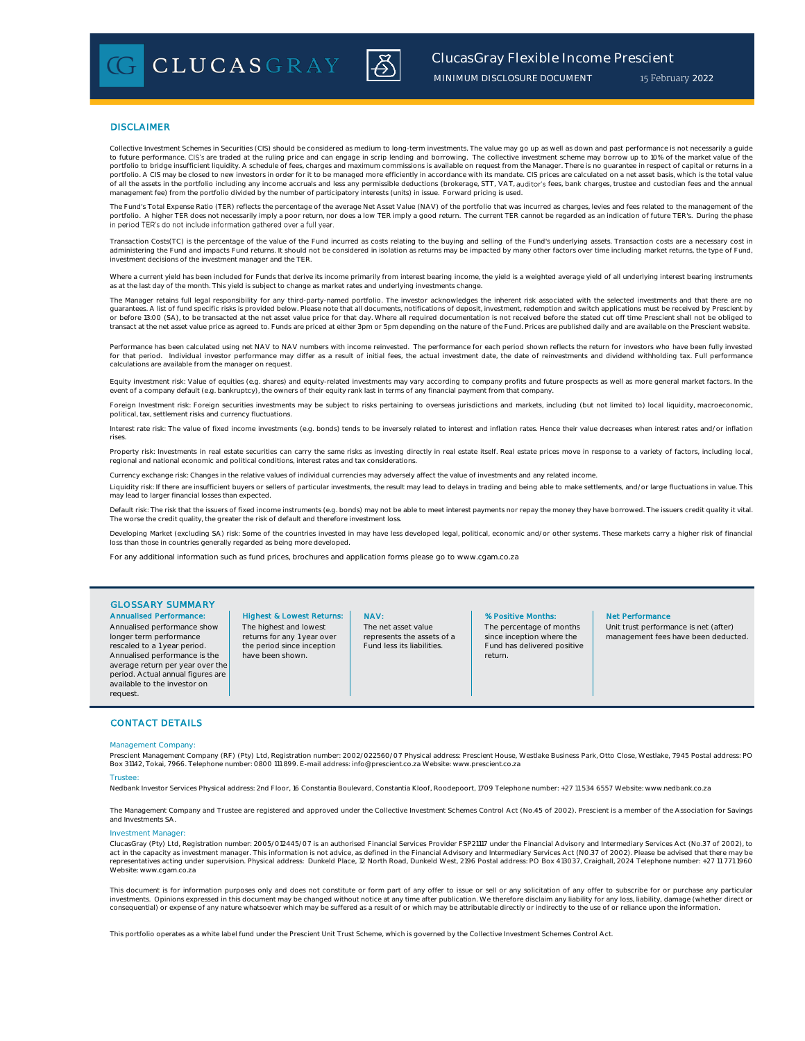# ClucasGray Flexible Income Prescient

MINIMUM DISCLOSURE DOCUMENT 15 February 2022

## DISCLAIMER

Collective Investment Schemes in Securities (CIS) should be considered as medium to long-term investments. The value may go up as well as down and past performance is not necessarily a guide to future performance. CIS's are traded at the ruling price and can engage in scrip lending and borrowing. The collective investment scheme may borrow up to 10% of the market value of the portfolio to bridge insufficient liquidity. A schedule of fees, charges and maximum commissions is available on request from the Manager. There is no guarantee in respect of capital or returns in a portfolio. A CIS may be closed to new investors in order for it to be managed more efficiently in accordance with its mandate. CIS prices are calculated on a net asset basis, which is the total value of all the assets in the portfolio including any income accruals and less any permissible deductions (brokerage, STT, VAT, auditor's fees, bank charges, trustee and custodian fees and the annual management fee) from the portfolio divided by the number of participatory interests (units) in issue. Forward pricing is used.

The Fund's Total Expense Ratio (TER) reflects the percentage of the average Net Asset Value (NAV) of the portfolio that was incurred as charges, levies and fees related to the management of the portfolio. A higher TER does not necessarily imply a poor return, nor does a low TER imply a good return. The current TER cannot be regarded as an indication of future TER's. During the phase in period TER's do not include information gathered over a full year.

Transaction Costs(TC) is the percentage of the value of the Fund incurred as costs relating to the buying and selling of the Fund's underlying assets. Transaction costs are a necessary cost in administering the Fund and impacts Fund returns. It should not be considered in isolation as returns may be impacted by many other factors over time including market returns, the type of Fund, investment decisions of the investment manager and the TER.

Where a current yield has been included for Funds that derive its income primarily from interest bearing income, the yield is a weighted average yield of all underlying interest bearing instruments as at the last day of the month. This yield is subject to change as market rates and underlying investments change.

The Manager retains full legal responsibility for any third-party-named portfolio. The investor acknowledges the inherent risk associated with the selected investments and that there are no guarantees. A list of fund specific risks is provided below. Please note that all documents, notifications of deposit, investment, redemption and switch applications must be received by Prescient by or before 13:00 (SA), to be transacted at the net asset value price for that day. Where all required documentation is not received before the stated cut off time Prescient shall not be obliged to transact at the net asset value price as agreed to. Funds are priced at either 3pm or 5pm depending on the nature of the Fund. Prices are published daily and are available on the Prescient website.

Performance has been calculated using net NAV to NAV numbers with income reinvested. The performance for each period shown reflects the return for investors who have been fully invested for that period. Individual investor performance may differ as a result of initial fees, the actual investment date, the date of reinvestments and dividend withholding tax. Full performance calculations are available from the manager on request.

Equity investment risk: Value of equities (e.g. shares) and equity-related investments may vary according to company profits and future prospects as well as more general market factors. In the event of a company default (e.g. bankruptcy), the owners of their equity rank last in terms of any financial payment from that company.

Foreign Investment risk: Foreign securities investments may be subject to risks pertaining to overseas jurisdictions and markets, including (but not limited to) local liquidity, macroeconomic, political, tax, settlement risks and currency fluctuations.

Interest rate risk: The value of fixed income investments (e.g. bonds) tends to be inversely related to interest and inflation rates. Hence their value decreases when interest rates and/or inflation rises.

Property risk: Investments in real estate securities can carry the same risks as investing directly in real estate itself. Real estate prices move in response to a variety of factors, including local, regional and national economic and political conditions, interest rates and tax considerations.

Currency exchange risk: Changes in the relative values of individual currencies may adversely affect the value of investments and any related income.

Liquidity risk: If there are insufficient buyers or sellers of particular investments, the result may lead to delays in trading and being able to make settlements, and/or large fluctuations in value. This may lead to larger financial losses than expected.

Default risk: The risk that the issuers of fixed income instruments (e.g. bonds) may not be able to meet interest payments nor repay the money they have borrowed. The issuers credit quality it vital. The worse the credit quality, the greater the risk of default and therefore investment loss.

Developing Market (excluding SA) risk: Some of the countries invested in may have less developed legal, political, economic and/or other systems. These markets carry a higher risk of financial loss than those in countries generally regarded as being more developed.

For any additional information such as fund prices, brochures and application forms please go to www.cgam.co.za

## GLOSSARY SUMMARY

**Annualised Performance:** Annualised performance show longer term performance rescaled to a 1 year period. Annualised performance is the average return per year over the period. Actual annual figures are available to the investor on request.

**Highest & Lowest Returns:** The highest and lowest returns for any 1 year over the period since inception have been shown.

**NAV:** The net asset value represents the assets of a Fund less its liabilities.

**% Positive Months:** The percentage of months since inception where the Fund has delivered positive return.

**Net Performance** Unit trust performance is net (after) management fees have been deducted.

## CONTACT DETAILS

### Management Company:

Prescient Management Company (RF) (Pty) Ltd, Registration number: 2002/022560/07 Physical address: Prescient House, Westlake Business Park, Otto Close, Westlake, 7945 Postal address: PO Box 31142, Tokai, 7966. Telephone number: 0800 111 899. E-mail address: info@prescient.co.za Website: www.prescient.co.za

### Trustee:

Nedbank Investor Services Physical address: 2nd Floor, 16 Constantia Boulevard, Constantia Kloof, Roodepoort, 1709 Telephone number: +27 11 534 6557 Website: www.nedbank.co.za

The Management Company and Trustee are registered and approved under the Collective Investment Schemes Control Act (No.45 of 2002). Prescient is a member of the Association for Savings and Investments SA.

### Investment Manager:

ClucasGray (Pty) Ltd, Registration number: 2005/012445/07 is an authorised Financial Services Provider FSP21117 under the Financial Advisory and Intermediary Services Act (No.37 of 2002), to act in the capacity as investment manager. This information is not advice, as defined in the Financial Advisory and Intermediary Services Act (N0.37 of 2002). Please be advised that there may be representatives acting under supervision. Physical address: Dunkeld Place, 12 North Road, Dunkeld West, 2196 Postal address: PO Box 413037, Craighall, 2024 Telephone number: +27 11 771 1960 Website: www.cgam.co.za

This document is for information purposes only and does not constitute or form part of any offer to issue or sell or any solicitation of any offer to subscribe for or purchase any particular investments. Opinions expressed in this document may be changed without notice at any time after publication. We therefore disclaim any liability for any loss, liability, damage (whether direct or consequential) or expense of any nature whatsoever which may be suffered as a result of or which may be attributable directly or indirectly to the use of or reliance upon the information.

This portfolio operates as a white label fund under the Prescient Unit Trust Scheme, which is governed by the Collective Investment Schemes Control Act.